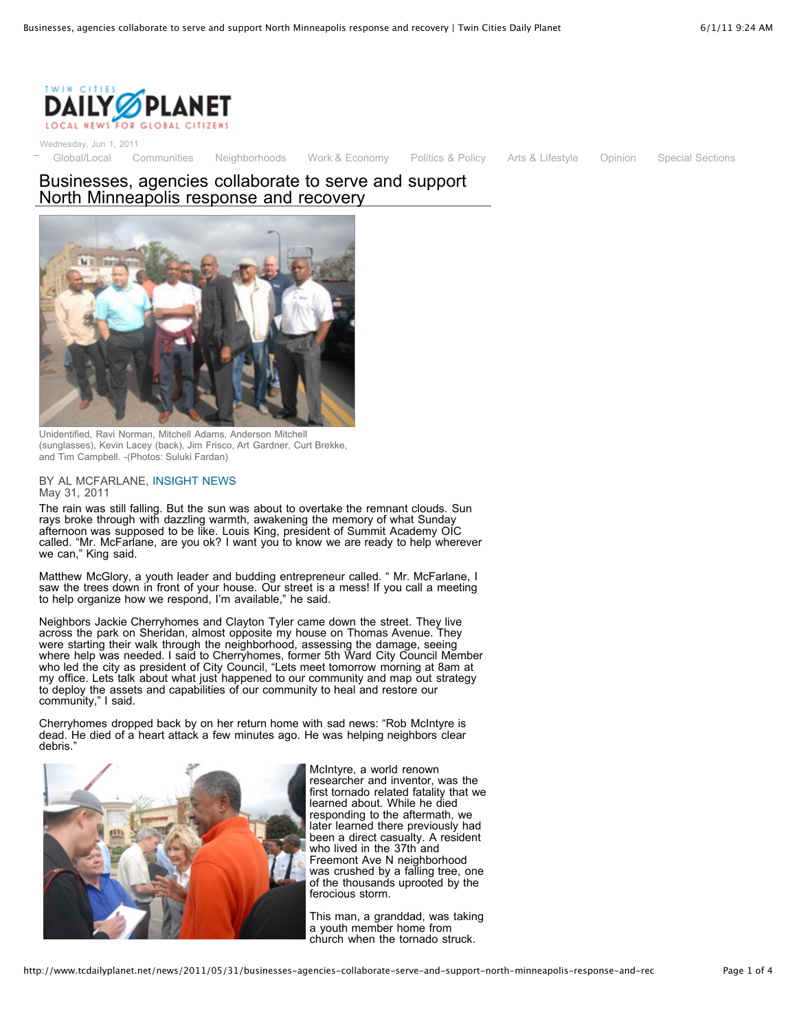Wednesday, Jun 1, 2011

Global/Local Communities Neighborhoods Work & Economy Politics & Policy Arts & Lifestyle Opinion Special Sections

# Businesses, agencies collaborate to serve and support North Minneapolis response and recovery

Unidentified, Ravi Norman, Mitchell Adams, Anderson Mitchell (sunglasses), Kevin Lacey (back), Jim Frisco, Art Gardner, Curt Brekke, and Tim Campbell. -(Photos: Suluki Fardan)

BY AL MCFARLANE, INSIGHT NEWS
May 31, 2011

The rain was still falling. But the sun was about to overtake the remnant clouds. Sun rays broke through with dazzling warmth, awakening the memory of what Sunday afternoon was supposed to be like. Louis King, president of Summit Academy OIC called. "Mr. McFarlane, are you ok? I want you to know we are ready to help wherever we can," King said.

Matthew McGlory, a youth leader and budding entrepreneur called. " Mr. McFarlane, I saw the trees down in front of your house. Our street is a mess! If you call a meeting to help organize how we respond, I'm available," he said.

Neighbors Jackie Cherryhomes and Clayton Tyler came down the street. They live across the park on Sheridan, almost opposite my house on Thomas Avenue. They were starting their walk through the neighborhood, assessing the damage, seeing where help was needed. I said to Cherryhomes, former 5th Ward City Council Member who led the city as president of City Council, "Lets meet tomorrow morning at 8am at my office. Lets talk about what just happened to our community and map out strategy to deploy the assets and capabilities of our community to heal and restore our community," I said.

Cherryhomes dropped back by on her return home with sad news: "Rob McIntyre is dead. He died of a heart attack a few minutes ago. He was helping neighbors clear debris."

McIntyre, a world renown researcher and inventor, was the first tornado related fatality that we learned about. While he died responding to the aftermath, we later learned there previously had been a direct casualty. A resident who lived in the 37th and Freemont Ave N neighborhood was crushed by a falling tree, one of the thousands uprooted by the ferocious storm.

This man, a granddad, was taking a youth member home from church when the tornado struck.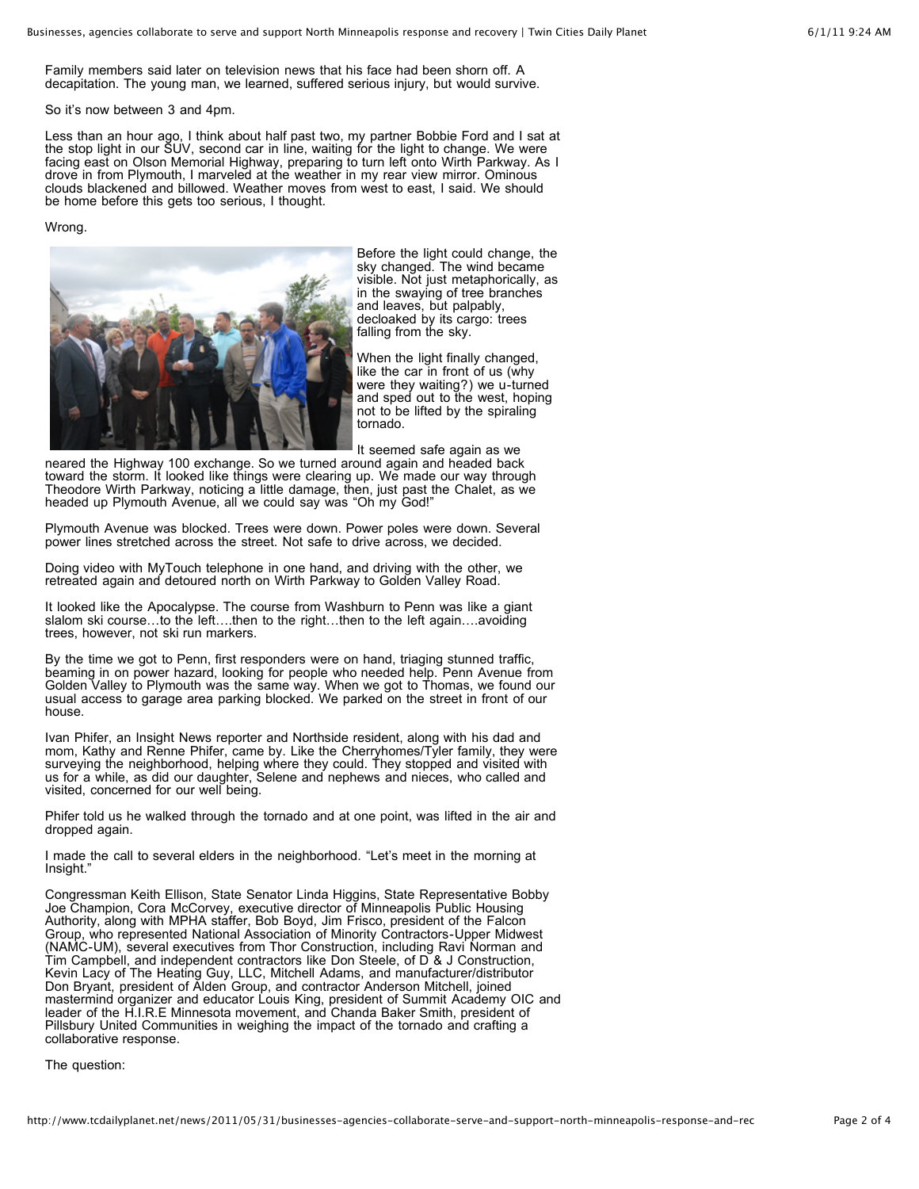Family members said later on television news that his face had been shorn off. A decapitation. The young man, we learned, suffered serious injury, but would survive.

So it's now between 3 and 4pm.

Less than an hour ago, I think about half past two, my partner Bobbie Ford and I sat at the stop light in our SUV, second car in line, waiting for the light to change. We were facing east on Olson Memorial Highway, preparing to turn left onto Wirth Parkway. As I drove in from Plymouth, I marveled at the weather in my rear view mirror. Ominous clouds blackened and billowed. Weather moves from west to east, I said. We should be home before this gets too serious, I thought.

Wrong.

Before the light could change, the sky changed. The wind became visible. Not just metaphorically, as in the swaying of tree branches and leaves, but palpably, decloaked by its cargo: trees falling from the sky.

When the light finally changed, like the car in front of us (why were they waiting?) we u-turned and sped out to the west, hoping not to be lifted by the spiraling tornado.

It seemed safe again as we neared the Highway 100 exchange. So we turned around again and headed back toward the storm. It looked like things were clearing up. We made our way through Theodore Wirth Parkway, noticing a little damage, then, just past the Chalet, as we headed up Plymouth Avenue, all we could say was "Oh my God!"

Plymouth Avenue was blocked. Trees were down. Power poles were down. Several power lines stretched across the street. Not safe to drive across, we decided.

Doing video with MyTouch telephone in one hand, and driving with the other, we retreated again and detoured north on Wirth Parkway to Golden Valley Road.

It looked like the Apocalypse. The course from Washburn to Penn was like a giant slalom ski course…to the left….then to the right…then to the left again….avoiding trees, however, not ski run markers.

By the time we got to Penn, first responders were on hand, triaging stunned traffic, beaming in on power hazard, looking for people who needed help. Penn Avenue from Golden Valley to Plymouth was the same way. When we got to Thomas, we found our usual access to garage area parking blocked. We parked on the street in front of our house.

Ivan Phifer, an Insight News reporter and Northside resident, along with his dad and mom, Kathy and Renne Phifer, came by. Like the Cherryhomes/Tyler family, they were surveying the neighborhood, helping where they could. They stopped and visited with us for a while, as did our daughter, Selene and nephews and nieces, who called and visited, concerned for our well being.

Phifer told us he walked through the tornado and at one point, was lifted in the air and dropped again.

I made the call to several elders in the neighborhood. "Let's meet in the morning at Insight."

Congressman Keith Ellison, State Senator Linda Higgins, State Representative Bobby Joe Champion, Cora McCorvey, executive director of Minneapolis Public Housing Authority, along with MPHA staffer, Bob Boyd, Jim Frisco, president of the Falcon Group, who represented National Association of Minority Contractors-Upper Midwest (NAMC-UM), several executives from Thor Construction, including Ravi Norman and Tim Campbell, and independent contractors like Don Steele, of D & J Construction, Kevin Lacy of The Heating Guy, LLC, Mitchell Adams, and manufacturer/distributor Don Bryant, president of Alden Group, and contractor Anderson Mitchell, joined mastermind organizer and educator Louis King, president of Summit Academy OIC and leader of the H.I.R.E Minnesota movement, and Chanda Baker Smith, president of Pillsbury United Communities in weighing the impact of the tornado and crafting a collaborative response.

The question: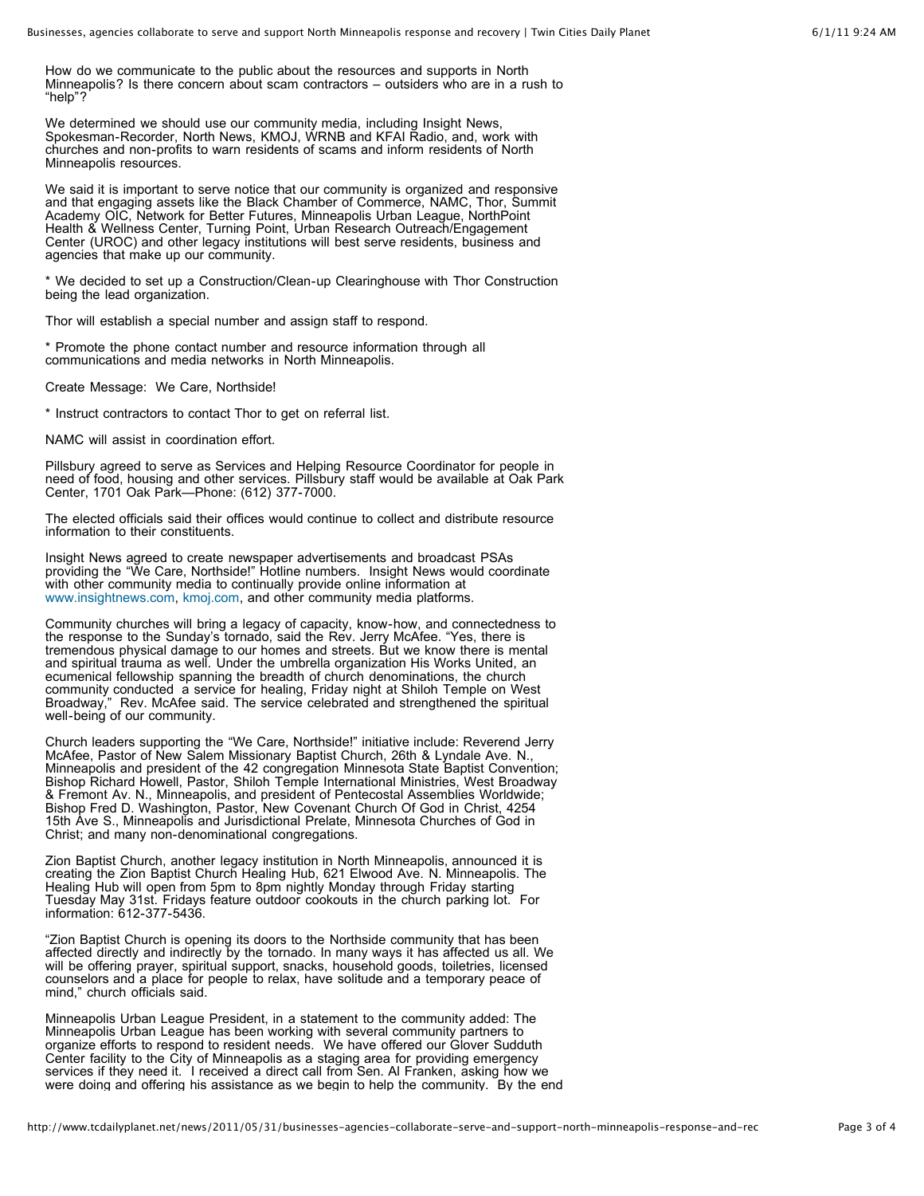How do we communicate to the public about the resources and supports in North Minneapolis? Is there concern about scam contractors – outsiders who are in a rush to "help"?

We determined we should use our community media, including Insight News, Spokesman-Recorder, North News, KMOJ, WRNB and KFAI Radio, and, work with churches and non-profits to warn residents of scams and inform residents of North Minneapolis resources.

We said it is important to serve notice that our community is organized and responsive and that engaging assets like the Black Chamber of Commerce, NAMC, Thor, Summit Academy OIC, Network for Better Futures, Minneapolis Urban League, NorthPoint Health & Wellness Center, Turning Point, Urban Research Outreach/Engagement Center (UROC) and other legacy institutions will best serve residents, business and agencies that make up our community.

* We decided to set up a Construction/Clean-up Clearinghouse with Thor Construction being the lead organization.

Thor will establish a special number and assign staff to respond.

* Promote the phone contact number and resource information through all communications and media networks in North Minneapolis.

Create Message: We Care, Northside!

* Instruct contractors to contact Thor to get on referral list.

NAMC will assist in coordination effort.

Pillsbury agreed to serve as Services and Helping Resource Coordinator for people in need of food, housing and other services. Pillsbury staff would be available at Oak Park Center, 1701 Oak Park—Phone: (612) 377-7000.

The elected officials said their offices would continue to collect and distribute resource information to their constituents.

Insight News agreed to create newspaper advertisements and broadcast PSAs providing the "We Care, Northside!" Hotline numbers. Insight News would coordinate with other community media to continually provide online information at www.insightnews.com, kmoj.com, and other community media platforms.

Community churches will bring a legacy of capacity, know-how, and connectedness to the response to the Sunday's tornado, said the Rev. Jerry McAfee. "Yes, there is tremendous physical damage to our homes and streets. But we know there is mental and spiritual trauma as well. Under the umbrella organization His Works United, an ecumenical fellowship spanning the breadth of church denominations, the church community conducted a service for healing, Friday night at Shiloh Temple on West Broadway," Rev. McAfee said. The service celebrated and strengthened the spiritual well-being of our community.

Church leaders supporting the "We Care, Northside!" initiative include: Reverend Jerry McAfee, Pastor of New Salem Missionary Baptist Church, 26th & Lyndale Ave. N., Minneapolis and president of the 42 congregation Minnesota State Baptist Convention; Bishop Richard Howell, Pastor, Shiloh Temple International Ministries, West Broadway & Fremont Av. N., Minneapolis, and president of Pentecostal Assemblies Worldwide; Bishop Fred D. Washington, Pastor, New Covenant Church Of God in Christ, 4254 15th Ave S., Minneapolis and Jurisdictional Prelate, Minnesota Churches of God in Christ; and many non-denominational congregations.

Zion Baptist Church, another legacy institution in North Minneapolis, announced it is creating the Zion Baptist Church Healing Hub, 621 Elwood Ave. N. Minneapolis. The Healing Hub will open from 5pm to 8pm nightly Monday through Friday starting Tuesday May 31st. Fridays feature outdoor cookouts in the church parking lot. For information: 612-377-5436.

"Zion Baptist Church is opening its doors to the Northside community that has been affected directly and indirectly by the tornado. In many ways it has affected us all. We will be offering prayer, spiritual support, snacks, household goods, toiletries, licensed counselors and a place for people to relax, have solitude and a temporary peace of mind," church officials said.

Minneapolis Urban League President, in a statement to the community added: The Minneapolis Urban League has been working with several community partners to organize efforts to respond to resident needs. We have offered our Glover Sudduth Center facility to the City of Minneapolis as a staging area for providing emergency services if they need it. I received a direct call from Sen. Al Franken, asking how we were doing and offering his assistance as we begin to help the community. By the end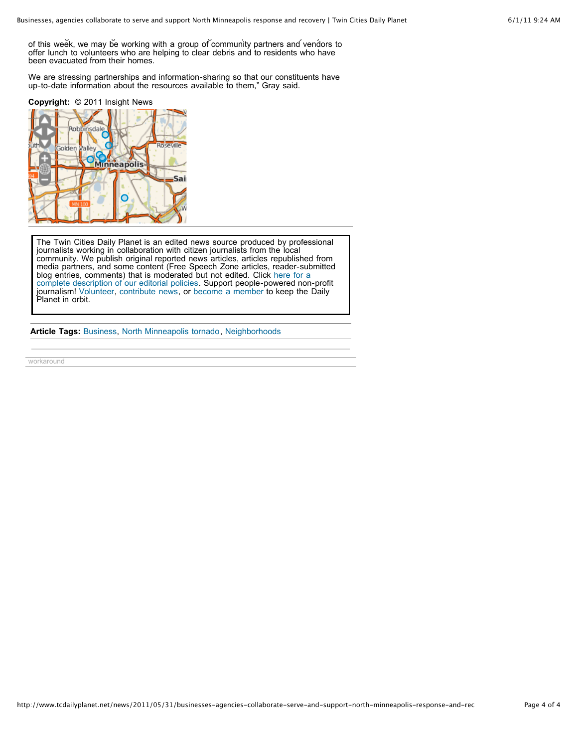of this week, we may be working with a group of community partners and vendors to offer lunch to volunteers who are helping to clear debris and to residents who have been evacuated from their homes.

We are stressing partnerships and information-sharing so that our constituents have up-to-date information about the resources available to them," Gray said.

**Copyright:** © 2011 Insight News

Robbinsdale
Golden Valley
Roseville
Minneapolis
Sai
MN 100

The Twin Cities Daily Planet is an edited news source produced by professional journalists working in collaboration with citizen journalists from the local community. We publish original reported news articles, articles republished from media partners, and some content (Free Speech Zone articles, reader-submitted blog entries, comments) that is moderated but not edited. Click here for a complete description of our editorial policies. Support people-powered non-profit journalism! Volunteer, contribute news, or become a member to keep the Daily Planet in orbit.

**Article Tags:** Business, North Minneapolis tornado, Neighborhoods

workaround